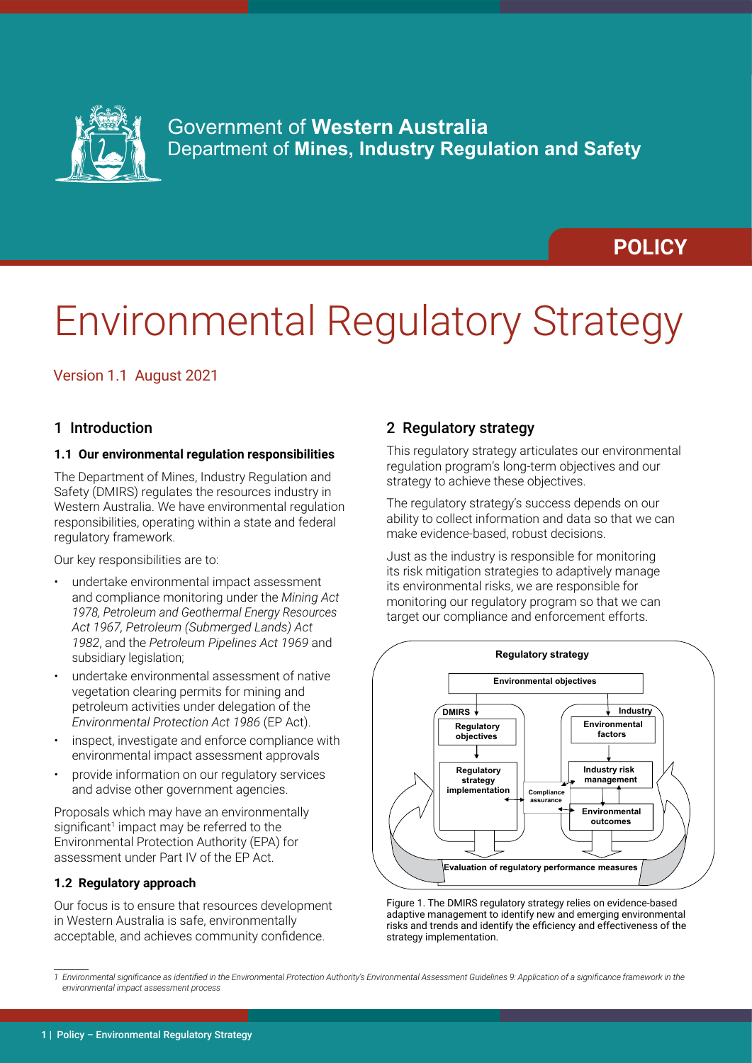Government of **Western Australia**
Department of **Mines, Industry Regulation and Safety**

**POLICY**

# Environmental Regulatory Strategy

Version 1.1 August 2021

## 1 Introduction

### 1.1 Our environmental regulation responsibilities

The Department of Mines, Industry Regulation and Safety (DMIRS) regulates the resources industry in Western Australia. We have environmental regulation responsibilities, operating within a state and federal regulatory framework.

Our key responsibilities are to:

- undertake environmental impact assessment and compliance monitoring under the *Mining Act 1978, Petroleum and Geothermal Energy Resources Act 1967, Petroleum (Submerged Lands) Act 1982*, and the *Petroleum Pipelines Act 1969* and subsidiary legislation;
- undertake environmental assessment of native vegetation clearing permits for mining and petroleum activities under delegation of the *Environmental Protection Act 1986* (EP Act).
- inspect, investigate and enforce compliance with environmental impact assessment approvals
- provide information on our regulatory services and advise other government agencies.

Proposals which may have an environmentally significant[1] impact may be referred to the Environmental Protection Authority (EPA) for assessment under Part IV of the EP Act.

### 1.2 Regulatory approach

Our focus is to ensure that resources development in Western Australia is safe, environmentally acceptable, and achieves community confidence.

## 2 Regulatory strategy

This regulatory strategy articulates our environmental regulation program's long-term objectives and our strategy to achieve these objectives.

The regulatory strategy's success depends on our ability to collect information and data so that we can make evidence-based, robust decisions.

Just as the industry is responsible for monitoring its risk mitigation strategies to adaptively manage its environmental risks, we are responsible for monitoring our regulatory program so that we can target our compliance and enforcement efforts.

Figure 1. The DMIRS regulatory strategy relies on evidence-based adaptive management to identify new and emerging environmental risks and trends and identify the efficiency and effectiveness of the strategy implementation.

[1] *Environmental significance as identified in the Environmental Protection Authority's Environmental Assessment Guidelines 9: Application of a significance framework in the environmental impact assessment process*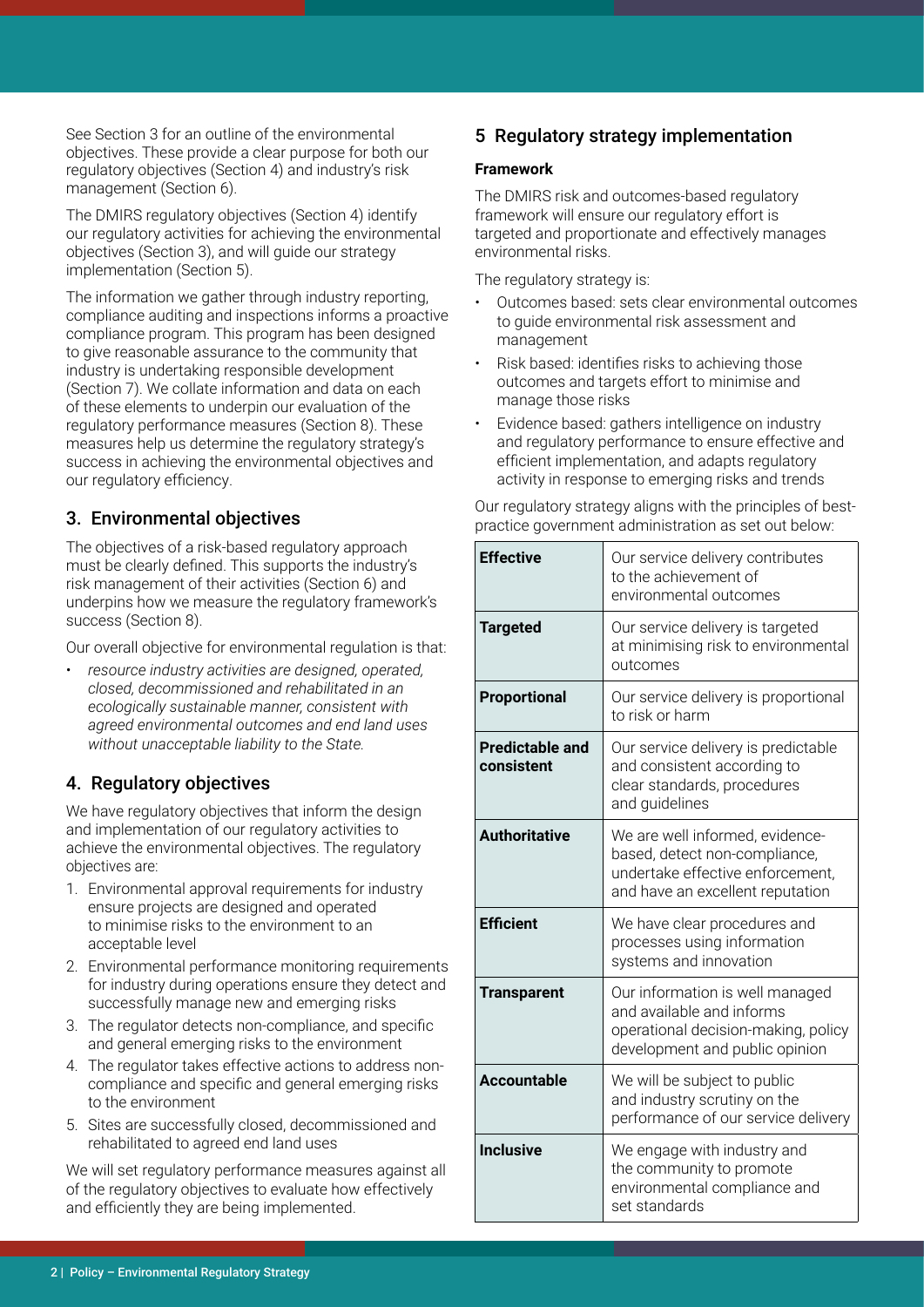See Section 3 for an outline of the environmental objectives. These provide a clear purpose for both our regulatory objectives (Section 4) and industry's risk management (Section 6).

The DMIRS regulatory objectives (Section 4) identify our regulatory activities for achieving the environmental objectives (Section 3), and will guide our strategy implementation (Section 5).

The information we gather through industry reporting, compliance auditing and inspections informs a proactive compliance program. This program has been designed to give reasonable assurance to the community that industry is undertaking responsible development (Section 7). We collate information and data on each of these elements to underpin our evaluation of the regulatory performance measures (Section 8). These measures help us determine the regulatory strategy's success in achieving the environmental objectives and our regulatory efficiency.

## 3. Environmental objectives

The objectives of a risk-based regulatory approach must be clearly defined. This supports the industry's risk management of their activities (Section 6) and underpins how we measure the regulatory framework's success (Section 8).

Our overall objective for environmental regulation is that:

- *resource industry activities are designed, operated, closed, decommissioned and rehabilitated in an ecologically sustainable manner, consistent with agreed environmental outcomes and end land uses without unacceptable liability to the State.*

## 4. Regulatory objectives

We have regulatory objectives that inform the design and implementation of our regulatory activities to achieve the environmental objectives. The regulatory objectives are:

1. Environmental approval requirements for industry ensure projects are designed and operated to minimise risks to the environment to an acceptable level
2. Environmental performance monitoring requirements for industry during operations ensure they detect and successfully manage new and emerging risks
3. The regulator detects non-compliance, and specific and general emerging risks to the environment
4. The regulator takes effective actions to address non-compliance and specific and general emerging risks to the environment
5. Sites are successfully closed, decommissioned and rehabilitated to agreed end land uses

We will set regulatory performance measures against all of the regulatory objectives to evaluate how effectively and efficiently they are being implemented.

## 5 Regulatory strategy implementation

**Framework**

The DMIRS risk and outcomes-based regulatory framework will ensure our regulatory effort is targeted and proportionate and effectively manages environmental risks.

The regulatory strategy is:

- Outcomes based: sets clear environmental outcomes to guide environmental risk assessment and management
- Risk based: identifies risks to achieving those outcomes and targets effort to minimise and manage those risks
- Evidence based: gathers intelligence on industry and regulatory performance to ensure effective and efficient implementation, and adapts regulatory activity in response to emerging risks and trends

Our regulatory strategy aligns with the principles of best-practice government administration as set out below:

| | |
|---|---|
| **Effective** | Our service delivery contributes to the achievement of environmental outcomes |
| **Targeted** | Our service delivery is targeted at minimising risk to environmental outcomes |
| **Proportional** | Our service delivery is proportional to risk or harm |
| **Predictable and consistent** | Our service delivery is predictable and consistent according to clear standards, procedures and guidelines |
| **Authoritative** | We are well informed, evidence-based, detect non-compliance, undertake effective enforcement, and have an excellent reputation |
| **Efficient** | We have clear procedures and processes using information systems and innovation |
| **Transparent** | Our information is well managed and available and informs operational decision-making, policy development and public opinion |
| **Accountable** | We will be subject to public and industry scrutiny on the performance of our service delivery |
| **Inclusive** | We engage with industry and the community to promote environmental compliance and set standards |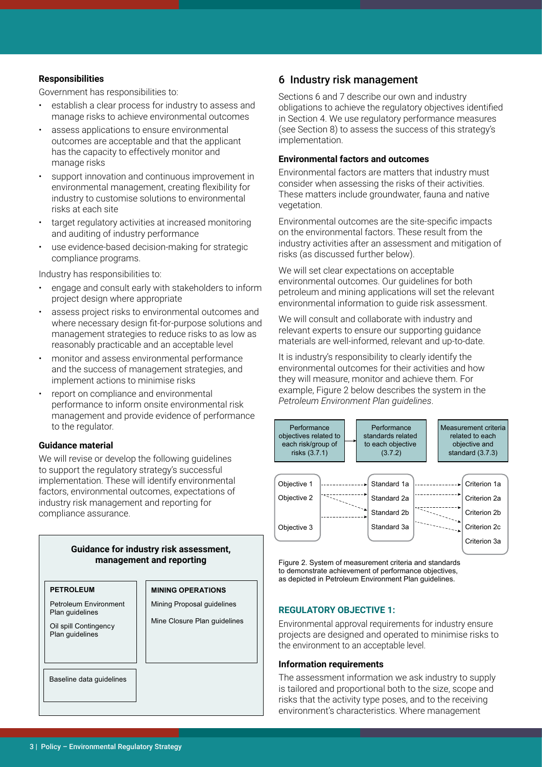**Responsibilities**

Government has responsibilities to:

- establish a clear process for industry to assess and manage risks to achieve environmental outcomes
- assess applications to ensure environmental outcomes are acceptable and that the applicant has the capacity to effectively monitor and manage risks
- support innovation and continuous improvement in environmental management, creating flexibility for industry to customise solutions to environmental risks at each site
- target regulatory activities at increased monitoring and auditing of industry performance
- use evidence-based decision-making for strategic compliance programs.

Industry has responsibilities to:

- engage and consult early with stakeholders to inform project design where appropriate
- assess project risks to environmental outcomes and where necessary design fit-for-purpose solutions and management strategies to reduce risks to as low as reasonably practicable and an acceptable level
- monitor and assess environmental performance and the success of management strategies, and implement actions to minimise risks
- report on compliance and environmental performance to inform onsite environmental risk management and provide evidence of performance to the regulator.

**Guidance material**

We will revise or develop the following guidelines to support the regulatory strategy's successful implementation. These will identify environmental factors, environmental outcomes, expectations of industry risk management and reporting for compliance assurance.

**Guidance for industry risk assessment, management and reporting**

| PETROLEUM | MINING OPERATIONS |
|---|---|
| Petroleum Environment Plan guidelines | Mining Proposal guidelines |
| Oil spill Contingency Plan guidelines | Mine Closure Plan guidelines |

Baseline data guidelines

## 6 Industry risk management

Sections 6 and 7 describe our own and industry obligations to achieve the regulatory objectives identified in Section 4. We use regulatory performance measures (see Section 8) to assess the success of this strategy's implementation.

**Environmental factors and outcomes**

Environmental factors are matters that industry must consider when assessing the risks of their activities. These matters include groundwater, fauna and native vegetation.

Environmental outcomes are the site-specific impacts on the environmental factors. These result from the industry activities after an assessment and mitigation of risks (as discussed further below).

We will set clear expectations on acceptable environmental outcomes. Our guidelines for both petroleum and mining applications will set the relevant environmental information to guide risk assessment.

We will consult and collaborate with industry and relevant experts to ensure our supporting guidance materials are well-informed, relevant and up-to-date.

It is industry's responsibility to clearly identify the environmental outcomes for their activities and how they will measure, monitor and achieve them. For example, Figure 2 below describes the system in the *Petroleum Environment Plan guidelines*.

| Performance objectives related to each risk/group of risks (3.7.1) | Performance standards related to each objective (3.7.2) | Measurement criteria related to each objective and standard (3.7.3) |
|---|---|---|
| Objective 1 | Standard 1a | Criterion 1a |
| Objective 2 | Standard 2a | Criterion 2a |
| | Standard 2b | Criterion 2b |
| Objective 3 | Standard 3a | Criterion 2c |
| | | Criterion 3a |

Figure 2. System of measurement criteria and standards to demonstrate achievement of performance objectives, as depicted in Petroleum Environment Plan guidelines.

### REGULATORY OBJECTIVE 1:

Environmental approval requirements for industry ensure projects are designed and operated to minimise risks to the environment to an acceptable level.

**Information requirements**

The assessment information we ask industry to supply is tailored and proportional both to the size, scope and risks that the activity type poses, and to the receiving environment's characteristics. Where management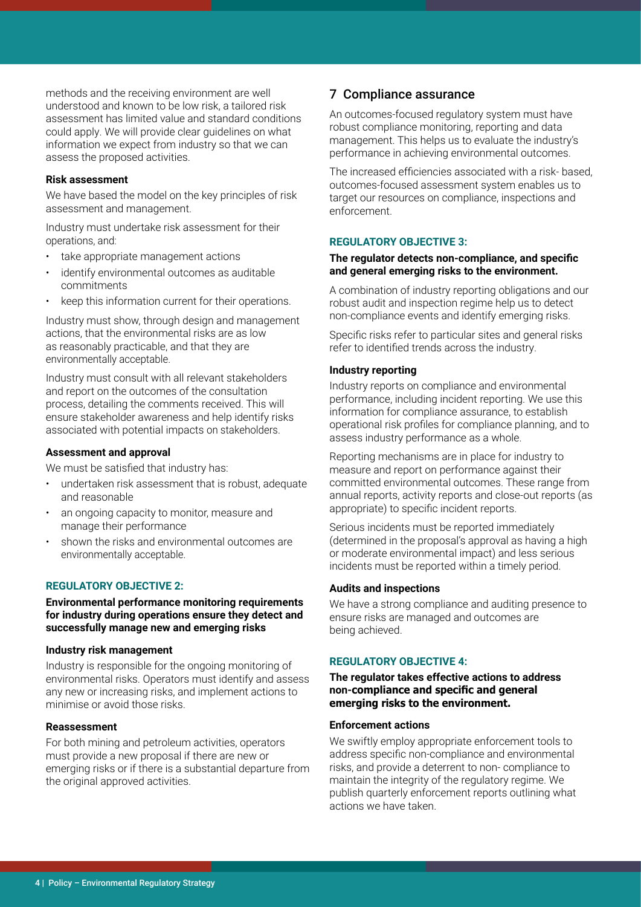methods and the receiving environment are well understood and known to be low risk, a tailored risk assessment has limited value and standard conditions could apply. We will provide clear guidelines on what information we expect from industry so that we can assess the proposed activities.

#### Risk assessment

We have based the model on the key principles of risk assessment and management.

Industry must undertake risk assessment for their operations, and:

- take appropriate management actions
- identify environmental outcomes as auditable commitments
- keep this information current for their operations.

Industry must show, through design and management actions, that the environmental risks are as low as reasonably practicable, and that they are environmentally acceptable.

Industry must consult with all relevant stakeholders and report on the outcomes of the consultation process, detailing the comments received. This will ensure stakeholder awareness and help identify risks associated with potential impacts on stakeholders.

#### Assessment and approval

We must be satisfied that industry has:

- undertaken risk assessment that is robust, adequate and reasonable
- an ongoing capacity to monitor, measure and manage their performance
- shown the risks and environmental outcomes are environmentally acceptable.

### REGULATORY OBJECTIVE 2:

**Environmental performance monitoring requirements for industry during operations ensure they detect and successfully manage new and emerging risks**

#### Industry risk management

Industry is responsible for the ongoing monitoring of environmental risks. Operators must identify and assess any new or increasing risks, and implement actions to minimise or avoid those risks.

#### Reassessment

For both mining and petroleum activities, operators must provide a new proposal if there are new or emerging risks or if there is a substantial departure from the original approved activities.

## 7 Compliance assurance

An outcomes-focused regulatory system must have robust compliance monitoring, reporting and data management. This helps us to evaluate the industry's performance in achieving environmental outcomes.

The increased efficiencies associated with a risk- based, outcomes-focused assessment system enables us to target our resources on compliance, inspections and enforcement.

### REGULATORY OBJECTIVE 3:

**The regulator detects non-compliance, and specific and general emerging risks to the environment.**

A combination of industry reporting obligations and our robust audit and inspection regime help us to detect non-compliance events and identify emerging risks.

Specific risks refer to particular sites and general risks refer to identified trends across the industry.

#### Industry reporting

Industry reports on compliance and environmental performance, including incident reporting. We use this information for compliance assurance, to establish operational risk profiles for compliance planning, and to assess industry performance as a whole.

Reporting mechanisms are in place for industry to measure and report on performance against their committed environmental outcomes. These range from annual reports, activity reports and close-out reports (as appropriate) to specific incident reports.

Serious incidents must be reported immediately (determined in the proposal's approval as having a high or moderate environmental impact) and less serious incidents must be reported within a timely period.

#### Audits and inspections

We have a strong compliance and auditing presence to ensure risks are managed and outcomes are being achieved.

### REGULATORY OBJECTIVE 4:

**The regulator takes effective actions to address non-compliance and specific and general emerging risks to the environment.**

#### Enforcement actions

We swiftly employ appropriate enforcement tools to address specific non-compliance and environmental risks, and provide a deterrent to non- compliance to maintain the integrity of the regulatory regime. We publish quarterly enforcement reports outlining what actions we have taken.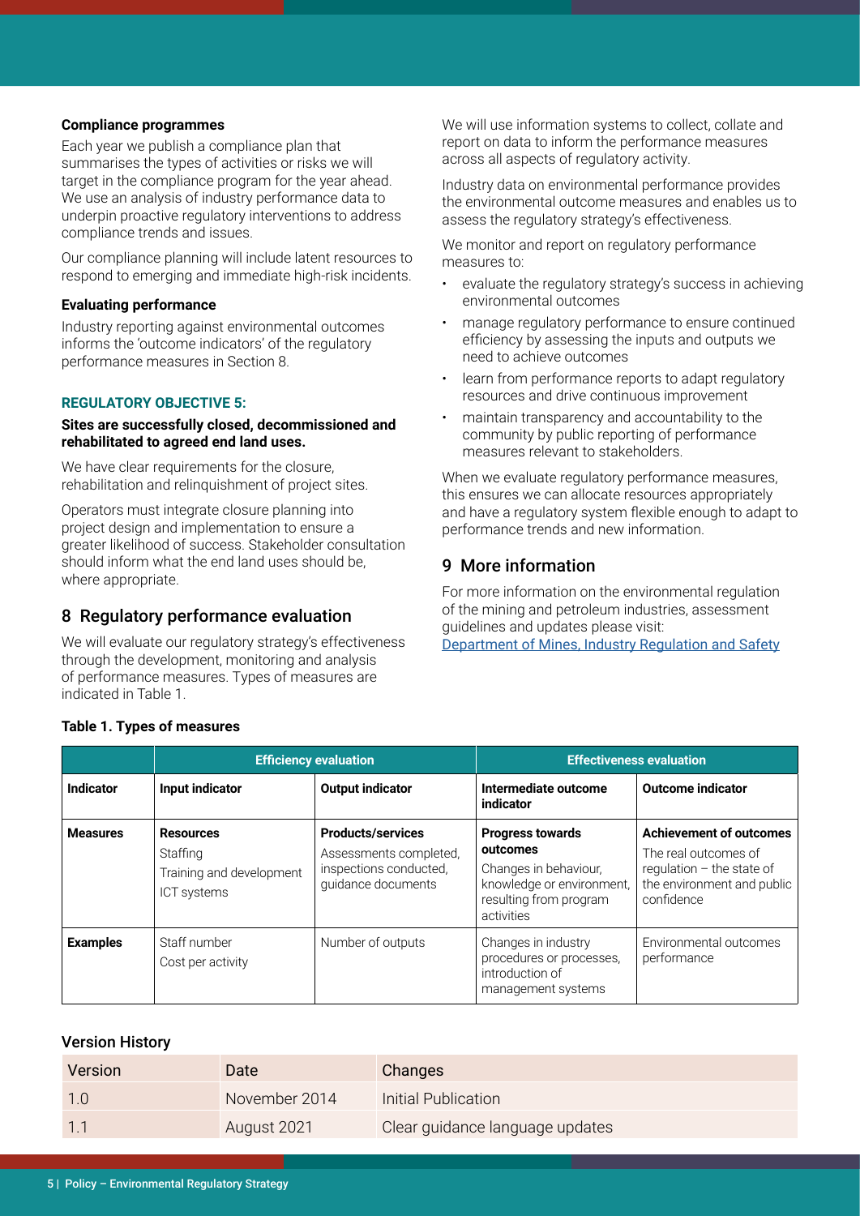**Compliance programmes**

Each year we publish a compliance plan that summarises the types of activities or risks we will target in the compliance program for the year ahead. We use an analysis of industry performance data to underpin proactive regulatory interventions to address compliance trends and issues.

Our compliance planning will include latent resources to respond to emerging and immediate high-risk incidents.

**Evaluating performance**

Industry reporting against environmental outcomes informs the 'outcome indicators' of the regulatory performance measures in Section 8.

**REGULATORY OBJECTIVE 5:**

**Sites are successfully closed, decommissioned and rehabilitated to agreed end land uses.**

We have clear requirements for the closure, rehabilitation and relinquishment of project sites.

Operators must integrate closure planning into project design and implementation to ensure a greater likelihood of success. Stakeholder consultation should inform what the end land uses should be, where appropriate.

## 8 Regulatory performance evaluation

We will evaluate our regulatory strategy's effectiveness through the development, monitoring and analysis of performance measures. Types of measures are indicated in Table 1.

We will use information systems to collect, collate and report on data to inform the performance measures across all aspects of regulatory activity.

Industry data on environmental performance provides the environmental outcome measures and enables us to assess the regulatory strategy's effectiveness.

We monitor and report on regulatory performance measures to:

- evaluate the regulatory strategy's success in achieving environmental outcomes
- manage regulatory performance to ensure continued efficiency by assessing the inputs and outputs we need to achieve outcomes
- learn from performance reports to adapt regulatory resources and drive continuous improvement
- maintain transparency and accountability to the community by public reporting of performance measures relevant to stakeholders.

When we evaluate regulatory performance measures, this ensures we can allocate resources appropriately and have a regulatory system flexible enough to adapt to performance trends and new information.

## 9 More information

For more information on the environmental regulation of the mining and petroleum industries, assessment guidelines and updates please visit:
[Department of Mines, Industry Regulation and Safety]

**Table 1. Types of measures**

| | Efficiency evaluation | | Effectiveness evaluation | |
|---|---|---|---|---|
| **Indicator** | **Input indicator** | **Output indicator** | **Intermediate outcome indicator** | **Outcome indicator** |
| **Measures** | **Resources**<br>Staffing<br>Training and development<br>ICT systems | **Products/services**<br>Assessments completed, inspections conducted, guidance documents | **Progress towards outcomes**<br>Changes in behaviour, knowledge or environment, resulting from program activities | **Achievement of outcomes**<br>The real outcomes of regulation – the state of the environment and public confidence |
| **Examples** | Staff number<br>Cost per activity | Number of outputs | Changes in industry procedures or processes, introduction of management systems | Environmental outcomes performance |

### Version History

| Version | Date | Changes |
|---|---|---|
| 1.0 | November 2014 | Initial Publication |
| 1.1 | August 2021 | Clear guidance language updates |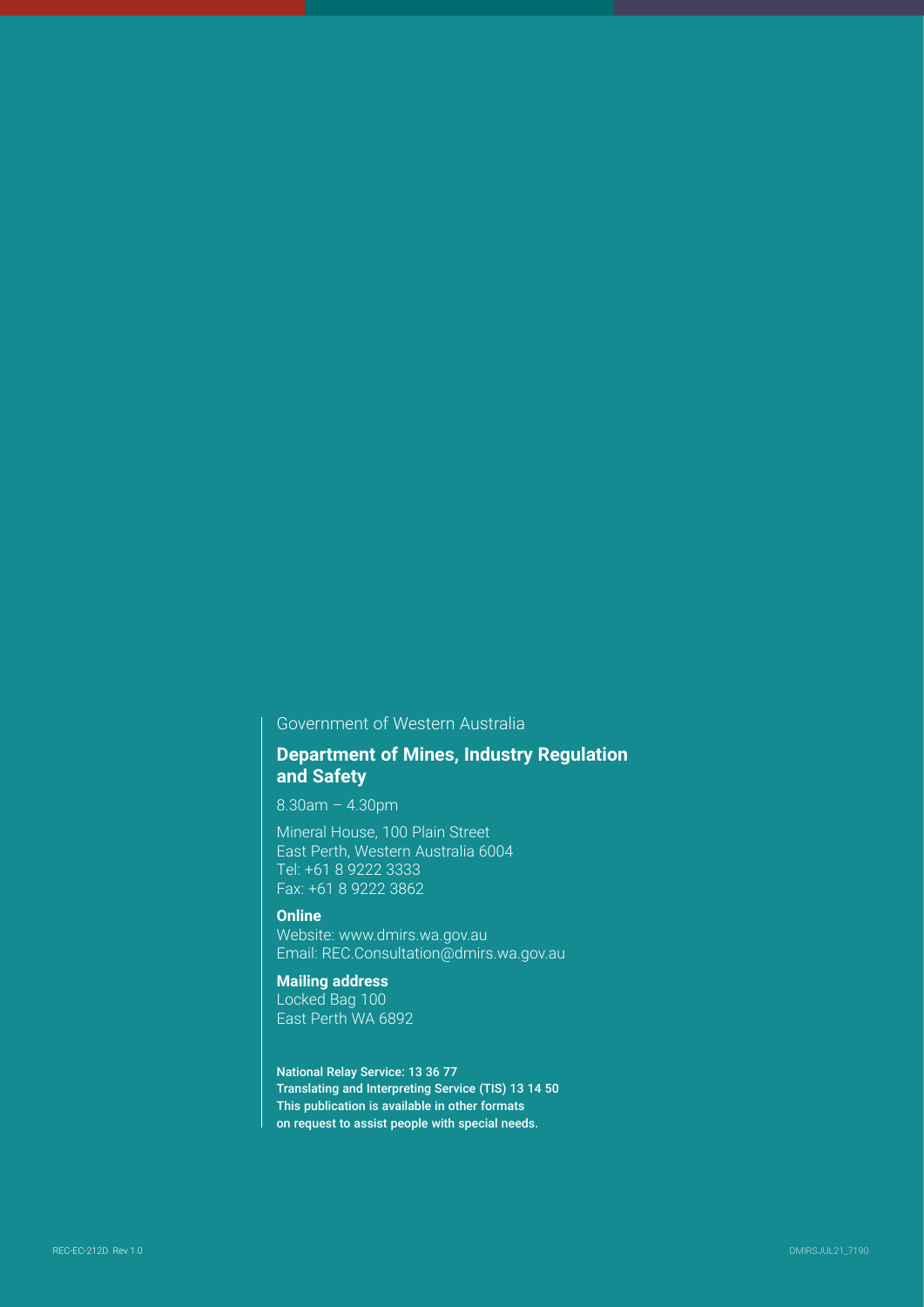Government of Western Australia

## Department of Mines, Industry Regulation and Safety

8.30am – 4.30pm

Mineral House, 100 Plain Street
East Perth, Western Australia 6004
Tel: +61 8 9222 3333
Fax: +61 8 9222 3862

**Online**
Website: www.dmirs.wa.gov.au
Email: REC.Consultation@dmirs.wa.gov.au

**Mailing address**
Locked Bag 100
East Perth WA 6892

**National Relay Service: 13 36 77**
**Translating and Interpreting Service (TIS) 13 14 50**
**This publication is available in other formats on request to assist people with special needs.**

REC-EC-212D Rev 1.0

DMIRSJUL21_7190